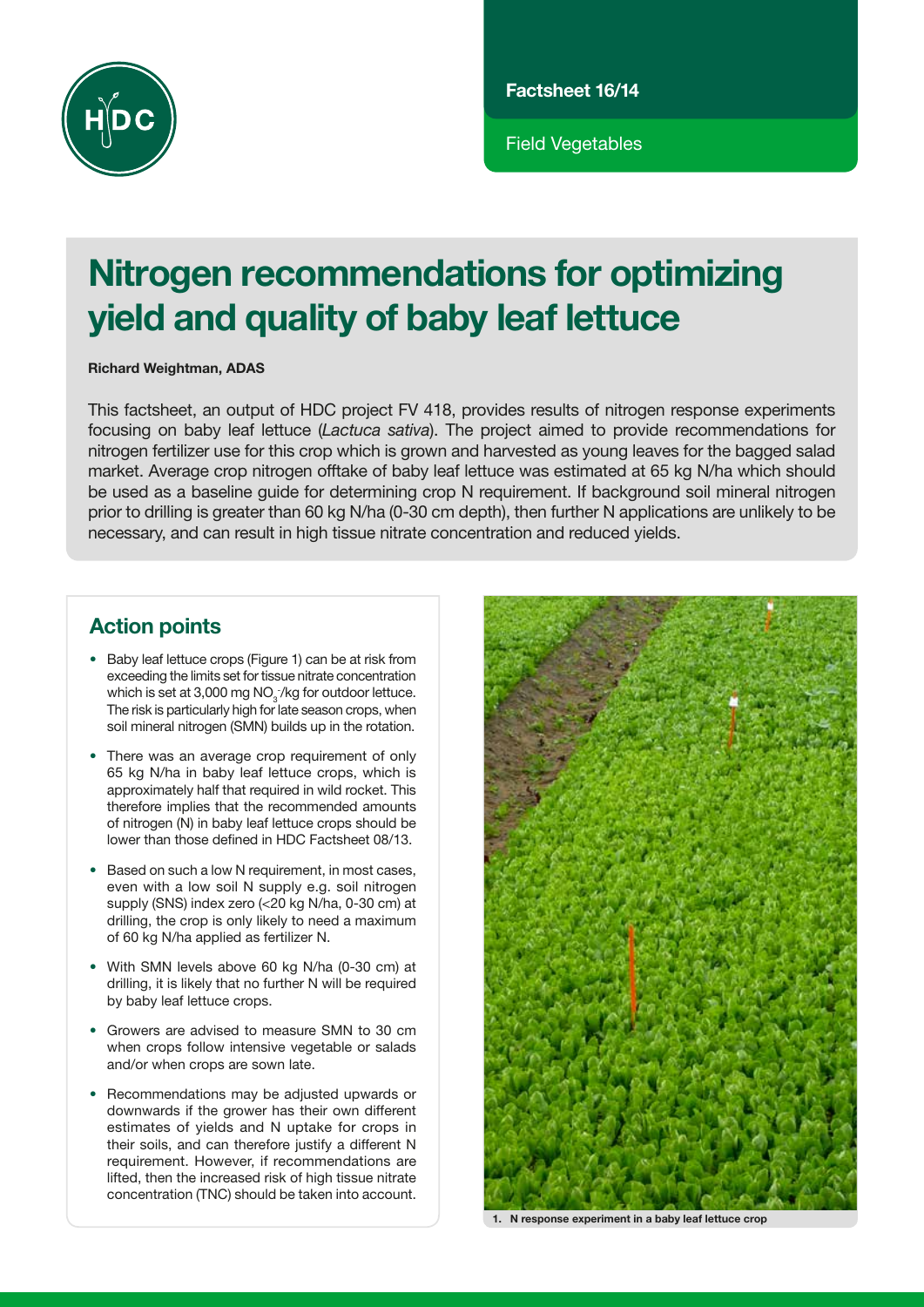Factsheet 16/14

Field Vegetables

# Nitrogen recommendations for optimizing yield and quality of baby leaf lettuce

**Richard Weightman, ADAS**

This factsheet, an output of HDC project FV 418, provides results of nitrogen response experiments focusing on baby leaf lettuce (*Lactuca sativa*). The project aimed to provide recommendations for nitrogen fertilizer use for this crop which is grown and harvested as young leaves for the bagged salad market. Average crop nitrogen offtake of baby leaf lettuce was estimated at 65 kg N/ha which should be used as a baseline guide for determining crop N requirement. If background soil mineral nitrogen prior to drilling is greater than 60 kg N/ha (0-30 cm depth), then further N applications are unlikely to be necessary, and can result in high tissue nitrate concentration and reduced yields.

## Action points

- Baby leaf lettuce crops (Figure 1) can be at risk from exceeding the limits set for tissue nitrate concentration which is set at 3,000 mg $NO_3^-$/kg for outdoor lettuce. The risk is particularly high for late season crops, when soil mineral nitrogen (SMN) builds up in the rotation.
- There was an average crop requirement of only 65 kg N/ha in baby leaf lettuce crops, which is approximately half that required in wild rocket. This therefore implies that the recommended amounts of nitrogen (N) in baby leaf lettuce crops should be lower than those defined in HDC Factsheet 08/13.
- Based on such a low N requirement, in most cases, even with a low soil N supply e.g. soil nitrogen supply (SNS) index zero (<20 kg N/ha, 0-30 cm) at drilling, the crop is only likely to need a maximum of 60 kg N/ha applied as fertilizer N.
- With SMN levels above 60 kg N/ha (0-30 cm) at drilling, it is likely that no further N will be required by baby leaf lettuce crops.
- Growers are advised to measure SMN to 30 cm when crops follow intensive vegetable or salads and/or when crops are sown late.
- Recommendations may be adjusted upwards or downwards if the grower has their own different estimates of yields and N uptake for crops in their soils, and can therefore justify a different N requirement. However, if recommendations are lifted, then the increased risk of high tissue nitrate concentration (TNC) should be taken into account.

1. N response experiment in a baby leaf lettuce crop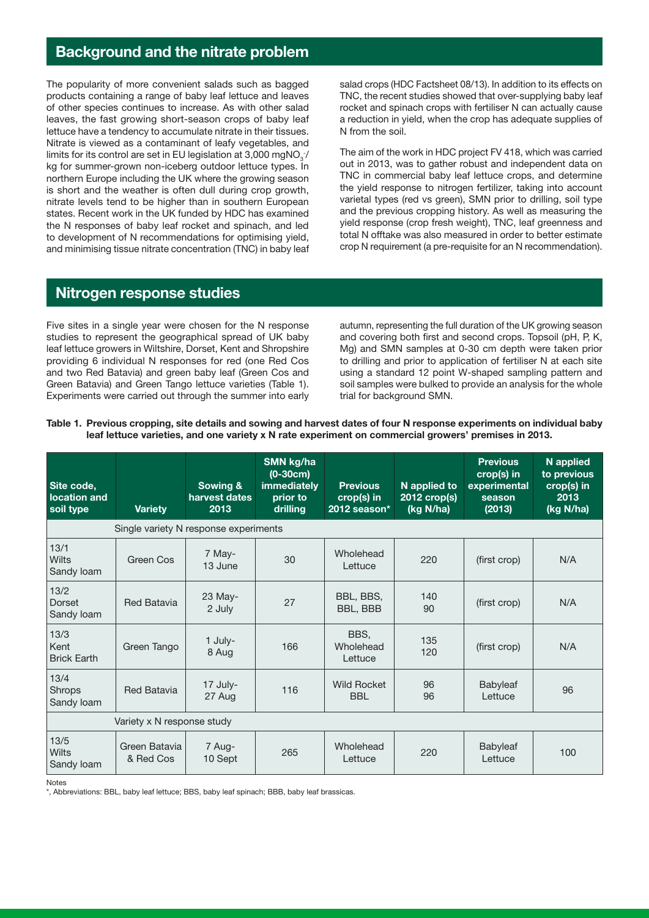## Background and the nitrate problem

The popularity of more convenient salads such as bagged products containing a range of baby leaf lettuce and leaves of other species continues to increase. As with other salad leaves, the fast growing short-season crops of baby leaf lettuce have a tendency to accumulate nitrate in their tissues. Nitrate is viewed as a contaminant of leafy vegetables, and limits for its control are set in EU legislation at 3,000 mg$NO_3^-$/kg for summer-grown non-iceberg outdoor lettuce types. In northern Europe including the UK where the growing season is short and the weather is often dull during crop growth, nitrate levels tend to be higher than in southern European states. Recent work in the UK funded by HDC has examined the N responses of baby leaf rocket and spinach, and led to development of N recommendations for optimising yield, and minimising tissue nitrate concentration (TNC) in baby leaf salad crops (HDC Factsheet 08/13). In addition to its effects on TNC, the recent studies showed that over-supplying baby leaf rocket and spinach crops with fertiliser N can actually cause a reduction in yield, when the crop has adequate supplies of N from the soil.

The aim of the work in HDC project FV 418, which was carried out in 2013, was to gather robust and independent data on TNC in commercial baby leaf lettuce crops, and determine the yield response to nitrogen fertilizer, taking into account varietal types (red vs green), SMN prior to drilling, soil type and the previous cropping history. As well as measuring the yield response (crop fresh weight), TNC, leaf greenness and total N offtake was also measured in order to better estimate crop N requirement (a pre-requisite for an N recommendation).

## Nitrogen response studies

Five sites in a single year were chosen for the N response studies to represent the geographical spread of UK baby leaf lettuce growers in Wiltshire, Dorset, Kent and Shropshire providing 6 individual N responses for red (one Red Cos and two Red Batavia) and green baby leaf (Green Cos and Green Batavia) and Green Tango lettuce varieties (Table 1). Experiments were carried out through the summer into early autumn, representing the full duration of the UK growing season and covering both first and second crops. Topsoil (pH, P, K, Mg) and SMN samples at 0-30 cm depth were taken prior to drilling and prior to application of fertiliser N at each site using a standard 12 point W-shaped sampling pattern and soil samples were bulked to provide an analysis for the whole trial for background SMN.

**Table 1. Previous cropping, site details and sowing and harvest dates of four N response experiments on individual baby leaf lettuce varieties, and one variety x N rate experiment on commercial growers' premises in 2013.**

| Site code, location and soil type | Variety | Sowing & harvest dates 2013 | SMN kg/ha (0-30cm) immediately prior to drilling | Previous crop(s) in 2012 season* | N applied to 2012 crop(s) (kg N/ha) | Previous crop(s) in experimental season (2013) | N applied to previous crop(s) in 2013 (kg N/ha) |
|---|---|---|---|---|---|---|---|
| | Single variety N response experiments | | | | | | |
| 13/1 Wilts Sandy loam | Green Cos | 7 May-13 June | 30 | Wholehead Lettuce | 220 | (first crop) | N/A |
| 13/2 Dorset Sandy loam | Red Batavia | 23 May-2 July | 27 | BBL, BBS, BBL, BBB | 140 90 | (first crop) | N/A |
| 13/3 Kent Brick Earth | Green Tango | 1 July-8 Aug | 166 | BBS, Wholehead Lettuce | 135 120 | (first crop) | N/A |
| 13/4 Shrops Sandy loam | Red Batavia | 17 July-27 Aug | 116 | Wild Rocket BBL | 96 96 | Babyleaf Lettuce | 96 |
| | Variety x N response study | | | | | | |
| 13/5 Wilts Sandy loam | Green Batavia & Red Cos | 7 Aug-10 Sept | 265 | Wholehead Lettuce | 220 | Babyleaf Lettuce | 100 |

Notes

*, Abbreviations: BBL, baby leaf lettuce; BBS, baby leaf spinach; BBB, baby leaf brassicas.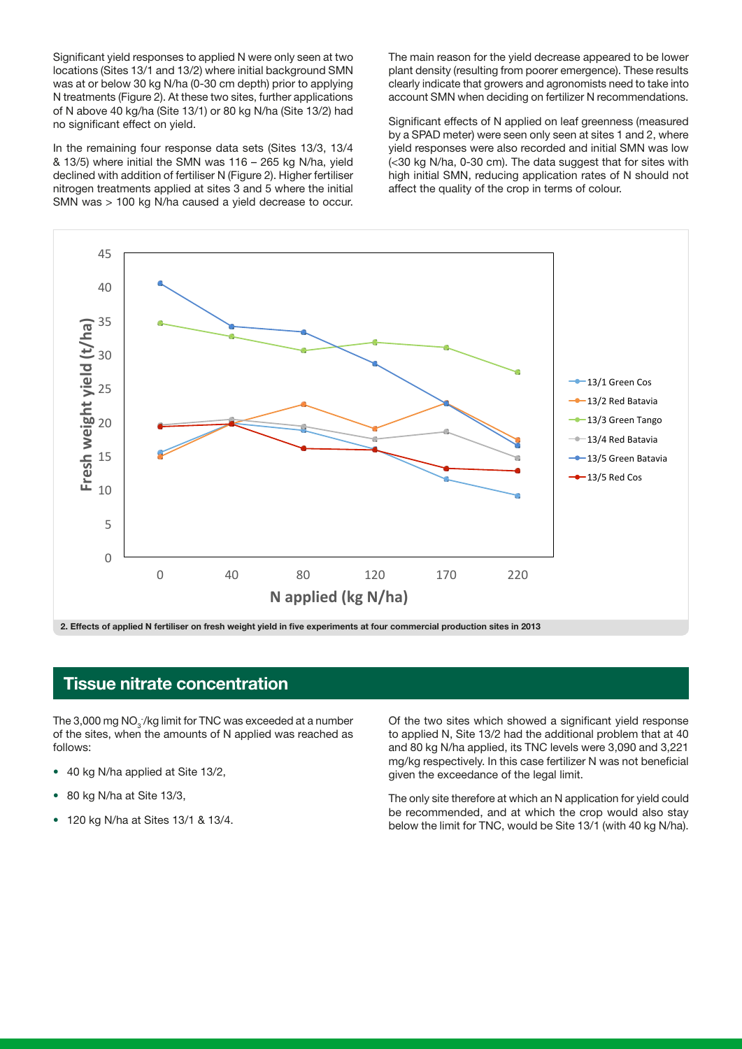Significant yield responses to applied N were only seen at two locations (Sites 13/1 and 13/2) where initial background SMN was at or below 30 kg N/ha (0-30 cm depth) prior to applying N treatments (Figure 2). At these two sites, further applications of N above 40 kg/ha (Site 13/1) or 80 kg N/ha (Site 13/2) had no significant effect on yield.

In the remaining four response data sets (Sites 13/3, 13/4 & 13/5) where initial the SMN was 116 – 265 kg N/ha, yield declined with addition of fertiliser N (Figure 2). Higher fertiliser nitrogen treatments applied at sites 3 and 5 where the initial SMN was > 100 kg N/ha caused a yield decrease to occur. The main reason for the yield decrease appeared to be lower plant density (resulting from poorer emergence). These results clearly indicate that growers and agronomists need to take into account SMN when deciding on fertilizer N recommendations.

Significant effects of N applied on leaf greenness (measured by a SPAD meter) were seen only seen at sites 1 and 2, where yield responses were also recorded and initial SMN was low (<30 kg N/ha, 0-30 cm). The data suggest that for sites with high initial SMN, reducing application rates of N should not affect the quality of the crop in terms of colour.

2. Effects of applied N fertiliser on fresh weight yield in five experiments at four commercial production sites in 2013

## Tissue nitrate concentration

The 3,000 mg $NO_3^-$/kg limit for TNC was exceeded at a number of the sites, when the amounts of N applied was reached as follows:

- 40 kg N/ha applied at Site 13/2,
- 80 kg N/ha at Site 13/3,
- 120 kg N/ha at Sites 13/1 & 13/4.

Of the two sites which showed a significant yield response to applied N, Site 13/2 had the additional problem that at 40 and 80 kg N/ha applied, its TNC levels were 3,090 and 3,221 mg/kg respectively. In this case fertilizer N was not beneficial given the exceedance of the legal limit.

The only site therefore at which an N application for yield could be recommended, and at which the crop would also stay below the limit for TNC, would be Site 13/1 (with 40 kg N/ha).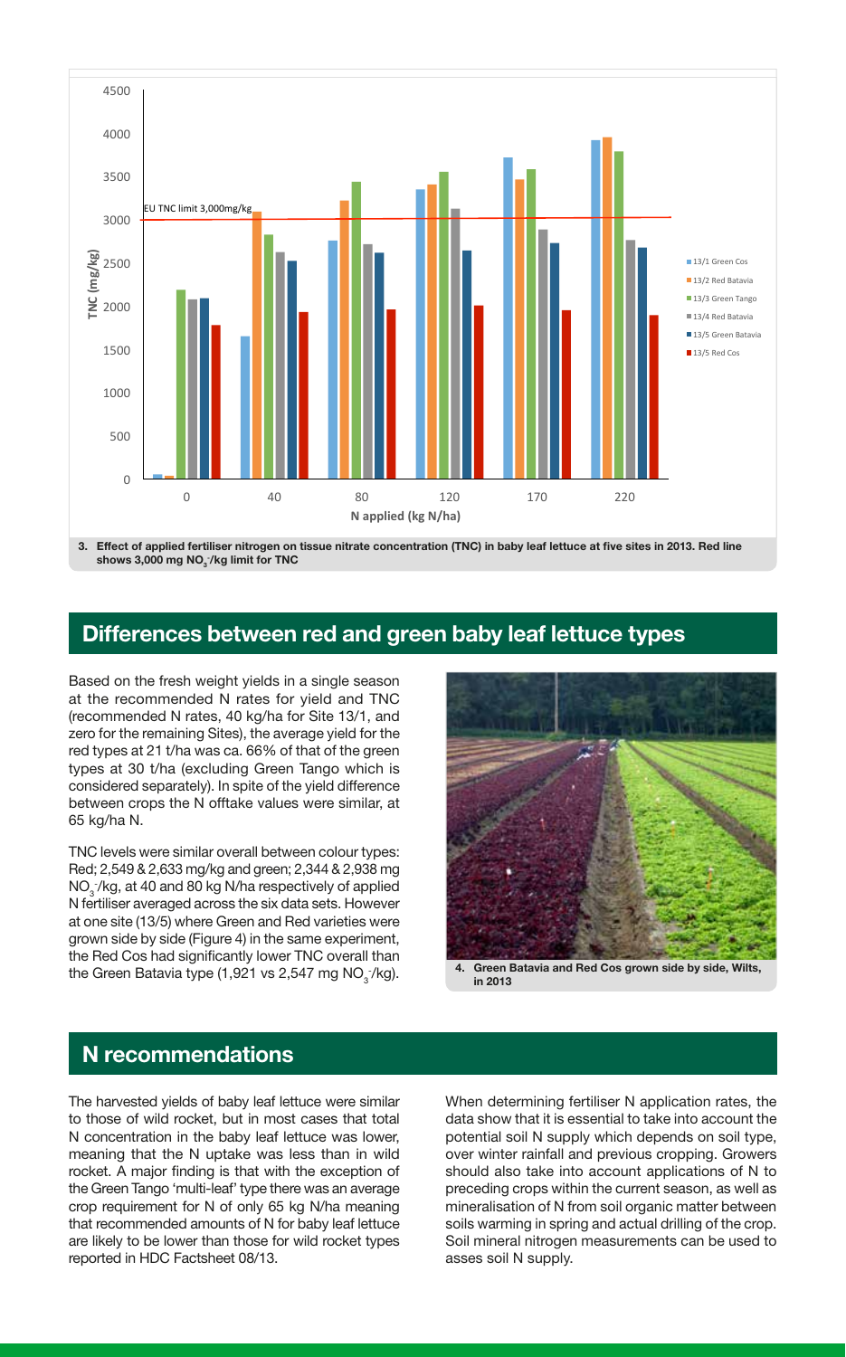3. **Effect of applied fertiliser nitrogen on tissue nitrate concentration (TNC) in baby leaf lettuce at five sites in 2013. Red line shows 3,000 mg $NO_3^-$/kg limit for TNC**

## Differences between red and green baby leaf lettuce types

Based on the fresh weight yields in a single season at the recommended N rates for yield and TNC (recommended N rates, 40 kg/ha for Site 13/1, and zero for the remaining Sites), the average yield for the red types at 21 t/ha was ca. 66% of that of the green types at 30 t/ha (excluding Green Tango which is considered separately). In spite of the yield difference between crops the N offtake values were similar, at 65 kg/ha N.

TNC levels were similar overall between colour types: Red; 2,549 & 2,633 mg/kg and green; 2,344 & 2,938 mg $NO_3^-$/kg, at 40 and 80 kg N/ha respectively of applied N fertiliser averaged across the six data sets. However at one site (13/5) where Green and Red varieties were grown side by side (Figure 4) in the same experiment, the Red Cos had significantly lower TNC overall than the Green Batavia type (1,921 vs 2,547 mg $NO_3^-$/kg).

4. **Green Batavia and Red Cos grown side by side, Wilts, in 2013**

## N recommendations

The harvested yields of baby leaf lettuce were similar to those of wild rocket, but in most cases that total N concentration in the baby leaf lettuce was lower, meaning that the N uptake was less than in wild rocket. A major finding is that with the exception of the Green Tango 'multi-leaf' type there was an average crop requirement for N of only 65 kg N/ha meaning that recommended amounts of N for baby leaf lettuce are likely to be lower than those for wild rocket types reported in HDC Factsheet 08/13.

When determining fertiliser N application rates, the data show that it is essential to take into account the potential soil N supply which depends on soil type, over winter rainfall and previous cropping. Growers should also take into account applications of N to preceding crops within the current season, as well as mineralisation of N from soil organic matter between soils warming in spring and actual drilling of the crop. Soil mineral nitrogen measurements can be used to asses soil N supply.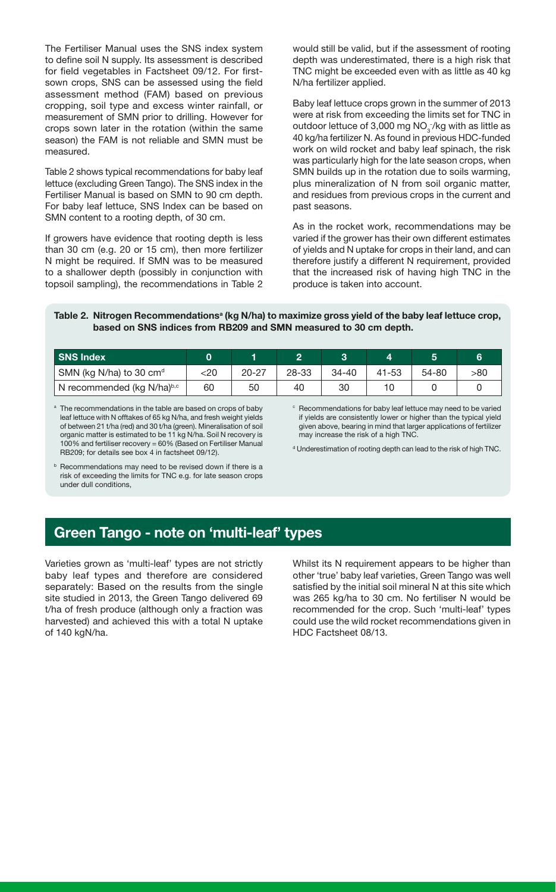The Fertiliser Manual uses the SNS index system to define soil N supply. Its assessment is described for field vegetables in Factsheet 09/12. For first-sown crops, SNS can be assessed using the field assessment method (FAM) based on previous cropping, soil type and excess winter rainfall, or measurement of SMN prior to drilling. However for crops sown later in the rotation (within the same season) the FAM is not reliable and SMN must be measured.

Table 2 shows typical recommendations for baby leaf lettuce (excluding Green Tango). The SNS index in the Fertiliser Manual is based on SMN to 90 cm depth. For baby leaf lettuce, SNS Index can be based on SMN content to a rooting depth, of 30 cm.

If growers have evidence that rooting depth is less than 30 cm (e.g. 20 or 15 cm), then more fertilizer N might be required. If SMN was to be measured to a shallower depth (possibly in conjunction with topsoil sampling), the recommendations in Table 2 would still be valid, but if the assessment of rooting depth was underestimated, there is a high risk that TNC might be exceeded even with as little as 40 kg N/ha fertilizer applied.

Baby leaf lettuce crops grown in the summer of 2013 were at risk from exceeding the limits set for TNC in outdoor lettuce of 3,000 mg $NO_3^-$/kg with as little as 40 kg/ha fertilizer N. As found in previous HDC-funded work on wild rocket and baby leaf spinach, the risk was particularly high for the late season crops, when SMN builds up in the rotation due to soils warming, plus mineralization of N from soil organic matter, and residues from previous crops in the current and past seasons.

As in the rocket work, recommendations may be varied if the grower has their own different estimates of yields and N uptake for crops in their land, and can therefore justify a different N requirement, provided that the increased risk of having high TNC in the produce is taken into account.

**Table 2. Nitrogen Recommendations[a] (kg N/ha) to maximize gross yield of the baby leaf lettuce crop, based on SNS indices from RB209 and SMN measured to 30 cm depth.**

| SNS Index | 0 | 1 | 2 | 3 | 4 | 5 | 6 |
|---|---|---|---|---|---|---|---|
| SMN (kg N/ha) to 30 cm[d] | <20 | 20-27 | 28-33 | 34-40 | 41-53 | 54-80 | >80 |
| N recommended (kg N/ha)[b,c] | 60 | 50 | 40 | 30 | 10 | 0 | 0 |

[a] The recommendations in the table are based on crops of baby leaf lettuce with N offtakes of 65 kg N/ha, and fresh weight yields of between 21 t/ha (red) and 30 t/ha (green). Mineralisation of soil organic matter is estimated to be 11 kg N/ha. Soil N recovery is 100% and fertiliser recovery = 60% (Based on Fertiliser Manual RB209; for details see box 4 in factsheet 09/12).

[b] Recommendations may need to be revised down if there is a risk of exceeding the limits for TNC e.g. for late season crops under dull conditions,

[c] Recommendations for baby leaf lettuce may need to be varied if yields are consistently lower or higher than the typical yield given above, bearing in mind that larger applications of fertilizer may increase the risk of a high TNC.

[d] Underestimation of rooting depth can lead to the risk of high TNC.

## Green Tango - note on 'multi-leaf' types

Varieties grown as 'multi-leaf' types are not strictly baby leaf types and therefore are considered separately: Based on the results from the single site studied in 2013, the Green Tango delivered 69 t/ha of fresh produce (although only a fraction was harvested) and achieved this with a total N uptake of 140 kgN/ha.

Whilst its N requirement appears to be higher than other 'true' baby leaf varieties, Green Tango was well satisfied by the initial soil mineral N at this site which was 265 kg/ha to 30 cm. No fertiliser N would be recommended for the crop. Such 'multi-leaf' types could use the wild rocket recommendations given in HDC Factsheet 08/13.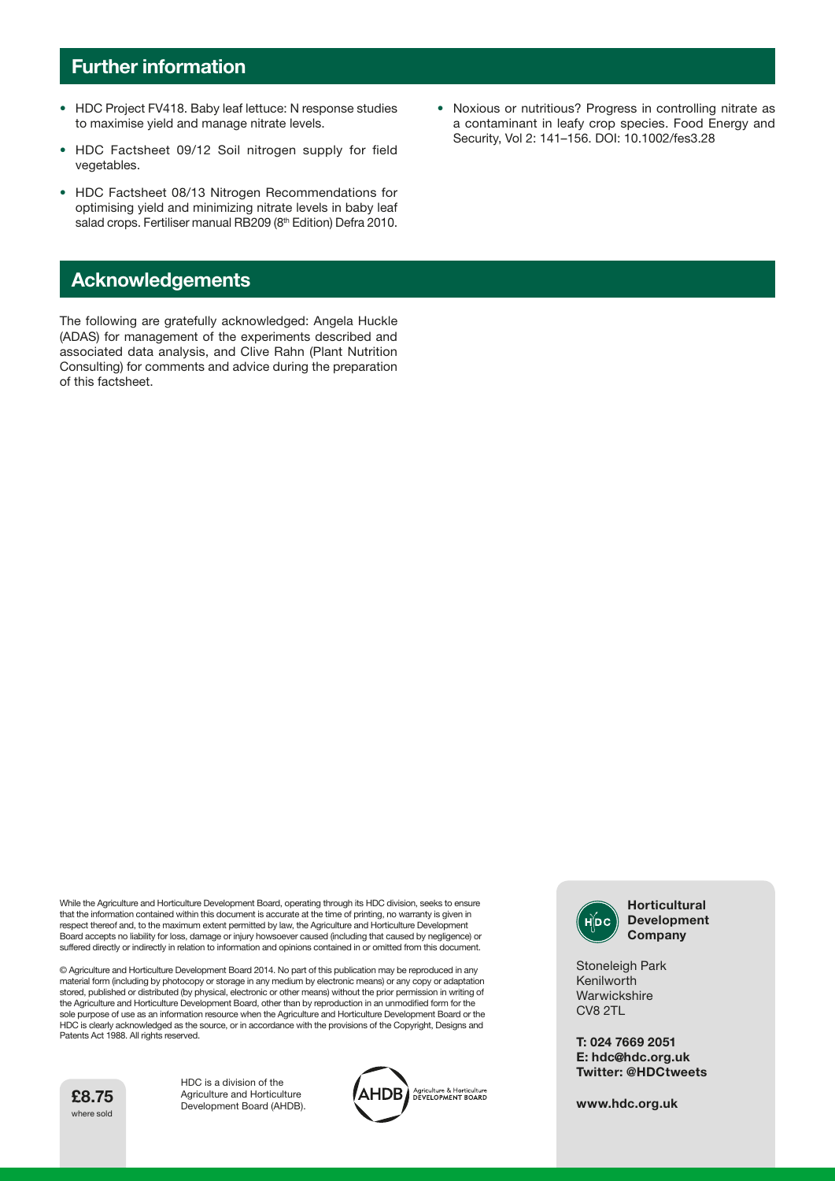## Further information

- HDC Project FV418. Baby leaf lettuce: N response studies to maximise yield and manage nitrate levels.
- HDC Factsheet 09/12 Soil nitrogen supply for field vegetables.
- HDC Factsheet 08/13 Nitrogen Recommendations for optimising yield and minimizing nitrate levels in baby leaf salad crops. Fertiliser manual RB209 (8th Edition) Defra 2010.
- Noxious or nutritious? Progress in controlling nitrate as a contaminant in leafy crop species. Food Energy and Security, Vol 2: 141–156. DOI: 10.1002/fes3.28

## Acknowledgements

The following are gratefully acknowledged: Angela Huckle (ADAS) for management of the experiments described and associated data analysis, and Clive Rahn (Plant Nutrition Consulting) for comments and advice during the preparation of this factsheet.

While the Agriculture and Horticulture Development Board, operating through its HDC division, seeks to ensure that the information contained within this document is accurate at the time of printing, no warranty is given in respect thereof and, to the maximum extent permitted by law, the Agriculture and Horticulture Development Board accepts no liability for loss, damage or injury howsoever caused (including that caused by negligence) or suffered directly or indirectly in relation to information and opinions contained in or omitted from this document.

© Agriculture and Horticulture Development Board 2014. No part of this publication may be reproduced in any material form (including by photocopy or storage in any medium by electronic means) or any copy or adaptation stored, published or distributed (by physical, electronic or other means) without the prior permission in writing of the Agriculture and Horticulture Development Board, other than by reproduction in an unmodified form for the sole purpose of use as an information resource when the Agriculture and Horticulture Development Board or the HDC is clearly acknowledged as the source, or in accordance with the provisions of the Copyright, Designs and Patents Act 1988. All rights reserved.

**£8.75**
where sold

HDC is a division of the Agriculture and Horticulture Development Board (AHDB).

AHDB Agriculture & Horticulture DEVELOPMENT BOARD

**Horticultural Development Company**

Stoneleigh Park
Kenilworth
Warwickshire
CV8 2TL

**T: 024 7669 2051**
**E: hdc@hdc.org.uk**
**Twitter: @HDCtweets**

**www.hdc.org.uk**